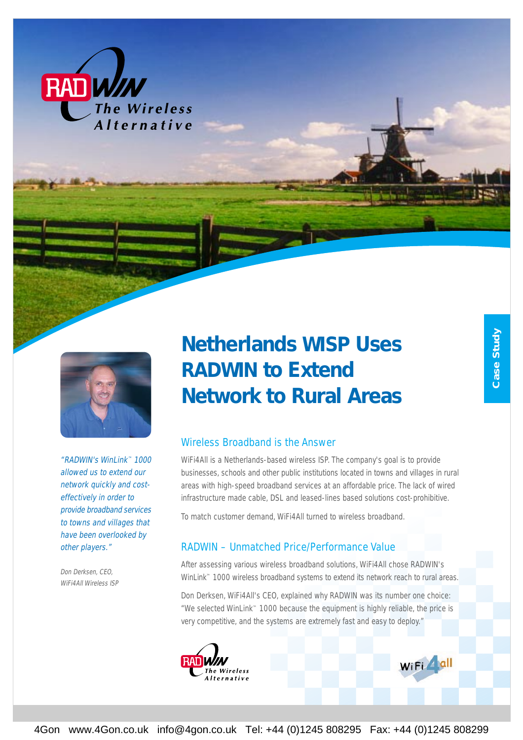RADWIN The Wireless Alternative

Case Study

# Netherlands WISP Uses RADWIN to Extend Network to Rural Areas

*"RADWIN's WinLink™ 1000 allowed us to extend our network quickly and cost-effectively in order to provide broadband services to towns and villages that have been overlooked by other players."*

*Don Derksen, CEO, WiFi4All Wireless ISP*

## Wireless Broadband is the Answer

WiFi4All is a Netherlands-based wireless ISP. The company's goal is to provide businesses, schools and other public institutions located in towns and villages in rural areas with high-speed broadband services at an affordable price. The lack of wired infrastructure made cable, DSL and leased-lines based solutions cost-prohibitive.

To match customer demand, WiFi4All turned to wireless broadband.

## RADWIN – Unmatched Price/Performance Value

After assessing various wireless broadband solutions, WiFi4All chose RADWIN's WinLink™ 1000 wireless broadband systems to extend its network reach to rural areas.

Don Derksen, WiFi4All's CEO, explained why RADWIN was its number one choice: "We selected WinLink™ 1000 because the equipment is highly reliable, the price is very competitive, and the systems are extremely fast and easy to deploy."

RADWIN The Wireless Alternative

WiFi 4all

4Gon www.4Gon.co.uk info@4gon.co.uk Tel: +44 (0)1245 808295 Fax: +44 (0)1245 808299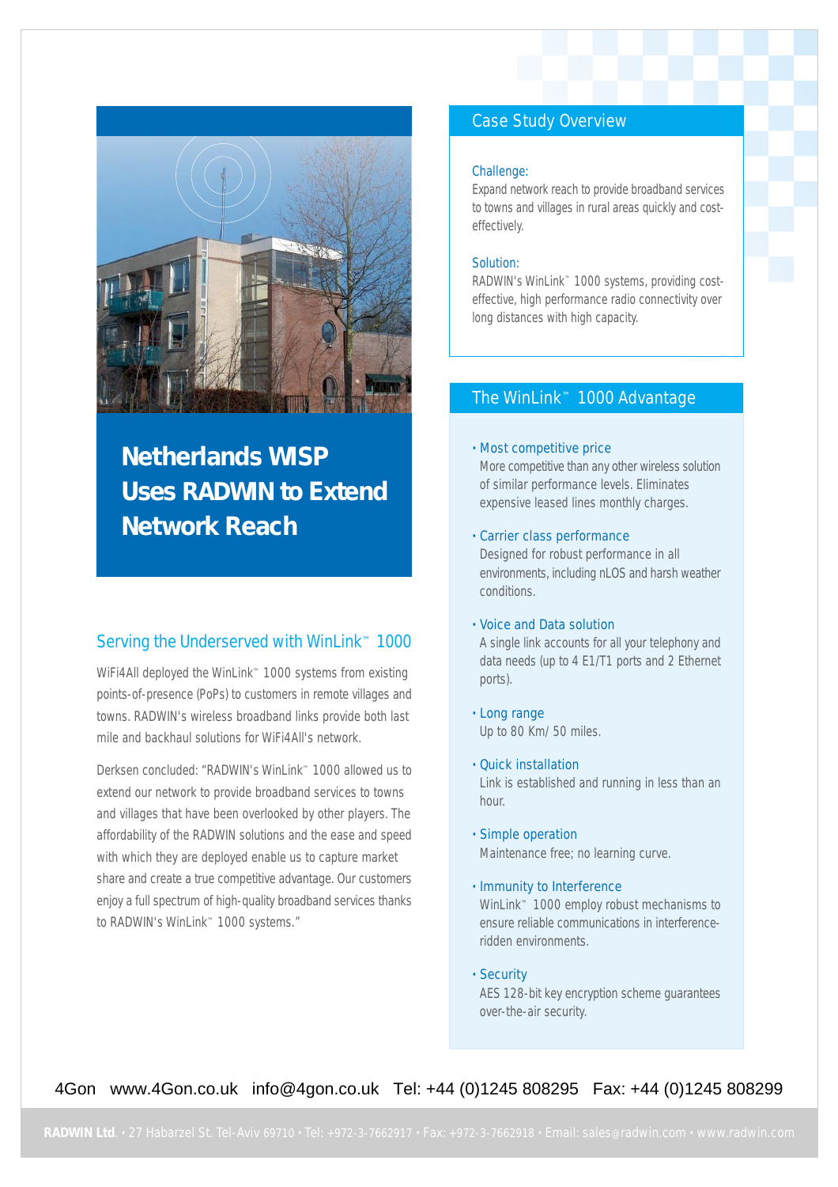# Netherlands WISP Uses RADWIN to Extend Network Reach

## Serving the Underserved with WinLink™ 1000

WiFi4All deployed the WinLink™ 1000 systems from existing points-of-presence (PoPs) to customers in remote villages and towns. RADWIN's wireless broadband links provide both last mile and backhaul solutions for WiFi4All's network.

Derksen concluded: "RADWIN's WinLink™ 1000 allowed us to extend our network to provide broadband services to towns and villages that have been overlooked by other players. The affordability of the RADWIN solutions and the ease and speed with which they are deployed enable us to capture market share and create a true competitive advantage. Our customers enjoy a full spectrum of high-quality broadband services thanks to RADWIN's WinLink™ 1000 systems."

## Case Study Overview

**Challenge:**
Expand network reach to provide broadband services to towns and villages in rural areas quickly and cost-effectively.

**Solution:**
RADWIN's WinLink™ 1000 systems, providing cost-effective, high performance radio connectivity over long distances with high capacity.

## The WinLink™ 1000 Advantage

- **Most competitive price**
  More competitive than any other wireless solution of similar performance levels. Eliminates expensive leased lines monthly charges.
- **Carrier class performance**
  Designed for robust performance in all environments, including nLOS and harsh weather conditions.
- **Voice and Data solution**
  A single link accounts for all your telephony and data needs (up to 4 E1/T1 ports and 2 Ethernet ports).
- **Long range**
  Up to 80 Km/ 50 miles.
- **Quick installation**
  Link is established and running in less than an hour.
- **Simple operation**
  Maintenance free; no learning curve.
- **Immunity to Interference**
  WinLink™ 1000 employ robust mechanisms to ensure reliable communications in interference-ridden environments.
- **Security**
  AES 128-bit key encryption scheme guarantees over-the-air security.

4Gon www.4Gon.co.uk info@4gon.co.uk Tel: +44 (0)1245 808295 Fax: +44 (0)1245 808299

**RADWIN Ltd**. • 27 Habarzel St. Tel-Aviv 69710 • Tel: +972-3-7662917 • Fax: +972-3-7662918 • Email: sales@radwin.com • www.radwin.com